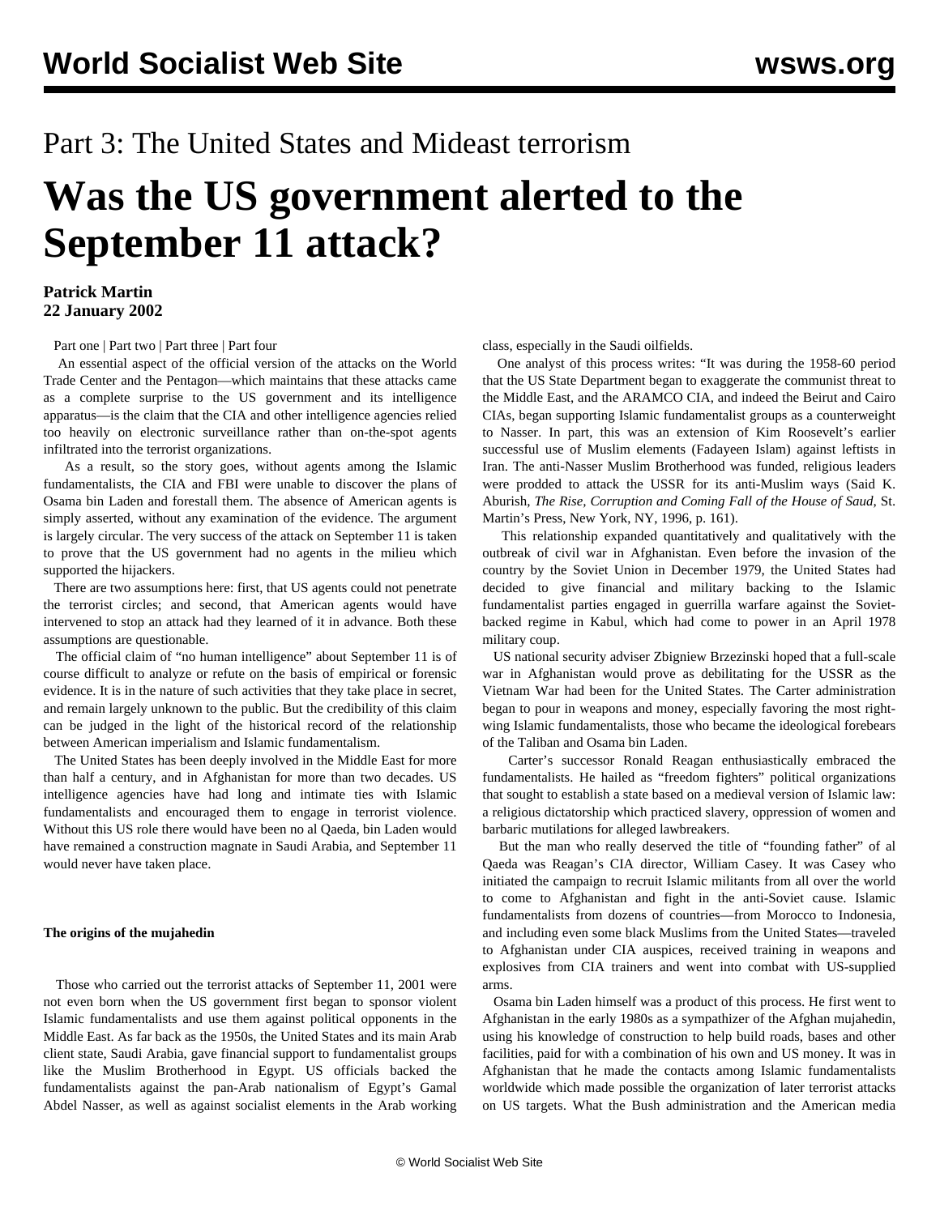# Part 3: The United States and Mideast terrorism

# Was the US government alerted to the September 11 attack?

**Patrick Martin**
**22 January 2002**

Part one | Part two | Part three | Part four

An essential aspect of the official version of the attacks on the World Trade Center and the Pentagon—which maintains that these attacks came as a complete surprise to the US government and its intelligence apparatus—is the claim that the CIA and other intelligence agencies relied too heavily on electronic surveillance rather than on-the-spot agents infiltrated into the terrorist organizations.

As a result, so the story goes, without agents among the Islamic fundamentalists, the CIA and FBI were unable to discover the plans of Osama bin Laden and forestall them. The absence of American agents is simply asserted, without any examination of the evidence. The argument is largely circular. The very success of the attack on September 11 is taken to prove that the US government had no agents in the milieu which supported the hijackers.

There are two assumptions here: first, that US agents could not penetrate the terrorist circles; and second, that American agents would have intervened to stop an attack had they learned of it in advance. Both these assumptions are questionable.

The official claim of "no human intelligence" about September 11 is of course difficult to analyze or refute on the basis of empirical or forensic evidence. It is in the nature of such activities that they take place in secret, and remain largely unknown to the public. But the credibility of this claim can be judged in the light of the historical record of the relationship between American imperialism and Islamic fundamentalism.

The United States has been deeply involved in the Middle East for more than half a century, and in Afghanistan for more than two decades. US intelligence agencies have had long and intimate ties with Islamic fundamentalists and encouraged them to engage in terrorist violence. Without this US role there would have been no al Qaeda, bin Laden would have remained a construction magnate in Saudi Arabia, and September 11 would never have taken place.

**The origins of the mujahedin**

Those who carried out the terrorist attacks of September 11, 2001 were not even born when the US government first began to sponsor violent Islamic fundamentalists and use them against political opponents in the Middle East. As far back as the 1950s, the United States and its main Arab client state, Saudi Arabia, gave financial support to fundamentalist groups like the Muslim Brotherhood in Egypt. US officials backed the fundamentalists against the pan-Arab nationalism of Egypt's Gamal Abdel Nasser, as well as against socialist elements in the Arab working class, especially in the Saudi oilfields.

One analyst of this process writes: "It was during the 1958-60 period that the US State Department began to exaggerate the communist threat to the Middle East, and the ARAMCO CIA, and indeed the Beirut and Cairo CIAs, began supporting Islamic fundamentalist groups as a counterweight to Nasser. In part, this was an extension of Kim Roosevelt's earlier successful use of Muslim elements (Fadayeen Islam) against leftists in Iran. The anti-Nasser Muslim Brotherhood was funded, religious leaders were prodded to attack the USSR for its anti-Muslim ways (Said K. Aburish, *The Rise, Corruption and Coming Fall of the House of Saud*, St. Martin's Press, New York, NY, 1996, p. 161).

This relationship expanded quantitatively and qualitatively with the outbreak of civil war in Afghanistan. Even before the invasion of the country by the Soviet Union in December 1979, the United States had decided to give financial and military backing to the Islamic fundamentalist parties engaged in guerrilla warfare against the Soviet-backed regime in Kabul, which had come to power in an April 1978 military coup.

US national security adviser Zbigniew Brzezinski hoped that a full-scale war in Afghanistan would prove as debilitating for the USSR as the Vietnam War had been for the United States. The Carter administration began to pour in weapons and money, especially favoring the most right-wing Islamic fundamentalists, those who became the ideological forebears of the Taliban and Osama bin Laden.

Carter's successor Ronald Reagan enthusiastically embraced the fundamentalists. He hailed as "freedom fighters" political organizations that sought to establish a state based on a medieval version of Islamic law: a religious dictatorship which practiced slavery, oppression of women and barbaric mutilations for alleged lawbreakers.

But the man who really deserved the title of "founding father" of al Qaeda was Reagan's CIA director, William Casey. It was Casey who initiated the campaign to recruit Islamic militants from all over the world to come to Afghanistan and fight in the anti-Soviet cause. Islamic fundamentalists from dozens of countries—from Morocco to Indonesia, and including even some black Muslims from the United States—traveled to Afghanistan under CIA auspices, received training in weapons and explosives from CIA trainers and went into combat with US-supplied arms.

Osama bin Laden himself was a product of this process. He first went to Afghanistan in the early 1980s as a sympathizer of the Afghan mujahedin, using his knowledge of construction to help build roads, bases and other facilities, paid for with a combination of his own and US money. It was in Afghanistan that he made the contacts among Islamic fundamentalists worldwide which made possible the organization of later terrorist attacks on US targets. What the Bush administration and the American media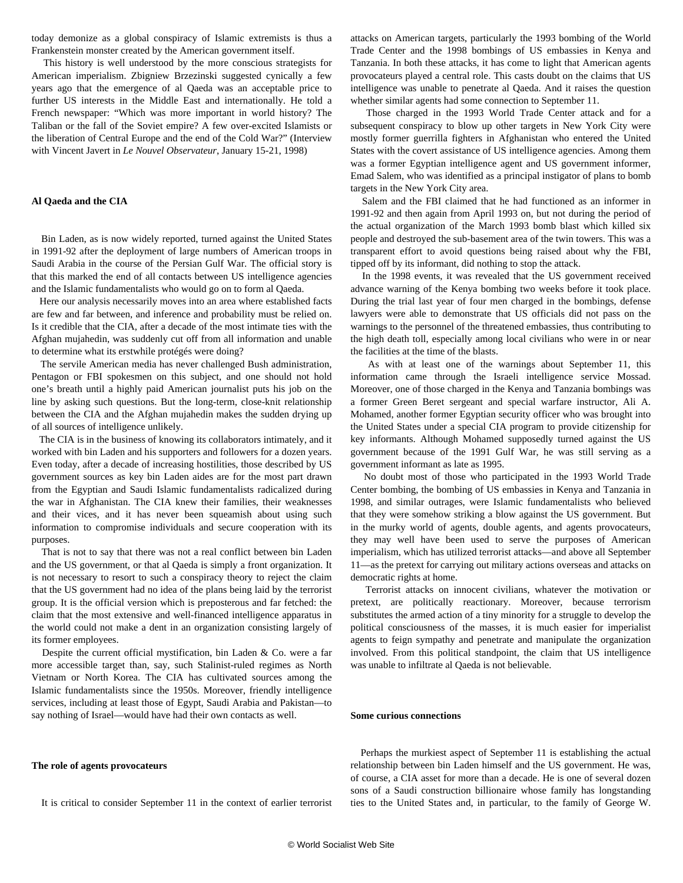today demonize as a global conspiracy of Islamic extremists is thus a Frankenstein monster created by the American government itself.

This history is well understood by the more conscious strategists for American imperialism. Zbigniew Brzezinski suggested cynically a few years ago that the emergence of al Qaeda was an acceptable price to further US interests in the Middle East and internationally. He told a French newspaper: "Which was more important in world history? The Taliban or the fall of the Soviet empire? A few over-excited Islamists or the liberation of Central Europe and the end of the Cold War?" (Interview with Vincent Javert in *Le Nouvel Observateur*, January 15-21, 1998)

**Al Qaeda and the CIA**

Bin Laden, as is now widely reported, turned against the United States in 1991-92 after the deployment of large numbers of American troops in Saudi Arabia in the course of the Persian Gulf War. The official story is that this marked the end of all contacts between US intelligence agencies and the Islamic fundamentalists who would go on to form al Qaeda.

Here our analysis necessarily moves into an area where established facts are few and far between, and inference and probability must be relied on. Is it credible that the CIA, after a decade of the most intimate ties with the Afghan mujahedin, was suddenly cut off from all information and unable to determine what its erstwhile protégés were doing?

The servile American media has never challenged Bush administration, Pentagon or FBI spokesmen on this subject, and one should not hold one's breath until a highly paid American journalist puts his job on the line by asking such questions. But the long-term, close-knit relationship between the CIA and the Afghan mujahedin makes the sudden drying up of all sources of intelligence unlikely.

The CIA is in the business of knowing its collaborators intimately, and it worked with bin Laden and his supporters and followers for a dozen years. Even today, after a decade of increasing hostilities, those described by US government sources as key bin Laden aides are for the most part drawn from the Egyptian and Saudi Islamic fundamentalists radicalized during the war in Afghanistan. The CIA knew their families, their weaknesses and their vices, and it has never been squeamish about using such information to compromise individuals and secure cooperation with its purposes.

That is not to say that there was not a real conflict between bin Laden and the US government, or that al Qaeda is simply a front organization. It is not necessary to resort to such a conspiracy theory to reject the claim that the US government had no idea of the plans being laid by the terrorist group. It is the official version which is preposterous and far fetched: the claim that the most extensive and well-financed intelligence apparatus in the world could not make a dent in an organization consisting largely of its former employees.

Despite the current official mystification, bin Laden & Co. were a far more accessible target than, say, such Stalinist-ruled regimes as North Vietnam or North Korea. The CIA has cultivated sources among the Islamic fundamentalists since the 1950s. Moreover, friendly intelligence services, including at least those of Egypt, Saudi Arabia and Pakistan—to say nothing of Israel—would have had their own contacts as well.

**The role of agents provocateurs**

It is critical to consider September 11 in the context of earlier terrorist attacks on American targets, particularly the 1993 bombing of the World Trade Center and the 1998 bombings of US embassies in Kenya and Tanzania. In both these attacks, it has come to light that American agents provocateurs played a central role. This casts doubt on the claims that US intelligence was unable to penetrate al Qaeda. And it raises the question whether similar agents had some connection to September 11.

Those charged in the 1993 World Trade Center attack and for a subsequent conspiracy to blow up other targets in New York City were mostly former guerrilla fighters in Afghanistan who entered the United States with the covert assistance of US intelligence agencies. Among them was a former Egyptian intelligence agent and US government informer, Emad Salem, who was identified as a principal instigator of plans to bomb targets in the New York City area.

Salem and the FBI claimed that he had functioned as an informer in 1991-92 and then again from April 1993 on, but not during the period of the actual organization of the March 1993 bomb blast which killed six people and destroyed the sub-basement area of the twin towers. This was a transparent effort to avoid questions being raised about why the FBI, tipped off by its informant, did nothing to stop the attack.

In the 1998 events, it was revealed that the US government received advance warning of the Kenya bombing two weeks before it took place. During the trial last year of four men charged in the bombings, defense lawyers were able to demonstrate that US officials did not pass on the warnings to the personnel of the threatened embassies, thus contributing to the high death toll, especially among local civilians who were in or near the facilities at the time of the blasts.

As with at least one of the warnings about September 11, this information came through the Israeli intelligence service Mossad. Moreover, one of those charged in the Kenya and Tanzania bombings was a former Green Beret sergeant and special warfare instructor, Ali A. Mohamed, another former Egyptian security officer who was brought into the United States under a special CIA program to provide citizenship for key informants. Although Mohamed supposedly turned against the US government because of the 1991 Gulf War, he was still serving as a government informant as late as 1995.

No doubt most of those who participated in the 1993 World Trade Center bombing, the bombing of US embassies in Kenya and Tanzania in 1998, and similar outrages, were Islamic fundamentalists who believed that they were somehow striking a blow against the US government. But in the murky world of agents, double agents, and agents provocateurs, they may well have been used to serve the purposes of American imperialism, which has utilized terrorist attacks—and above all September 11—as the pretext for carrying out military actions overseas and attacks on democratic rights at home.

Terrorist attacks on innocent civilians, whatever the motivation or pretext, are politically reactionary. Moreover, because terrorism substitutes the armed action of a tiny minority for a struggle to develop the political consciousness of the masses, it is much easier for imperialist agents to feign sympathy and penetrate and manipulate the organization involved. From this political standpoint, the claim that US intelligence was unable to infiltrate al Qaeda is not believable.

**Some curious connections**

Perhaps the murkiest aspect of September 11 is establishing the actual relationship between bin Laden himself and the US government. He was, of course, a CIA asset for more than a decade. He is one of several dozen sons of a Saudi construction billionaire whose family has longstanding ties to the United States and, in particular, to the family of George W.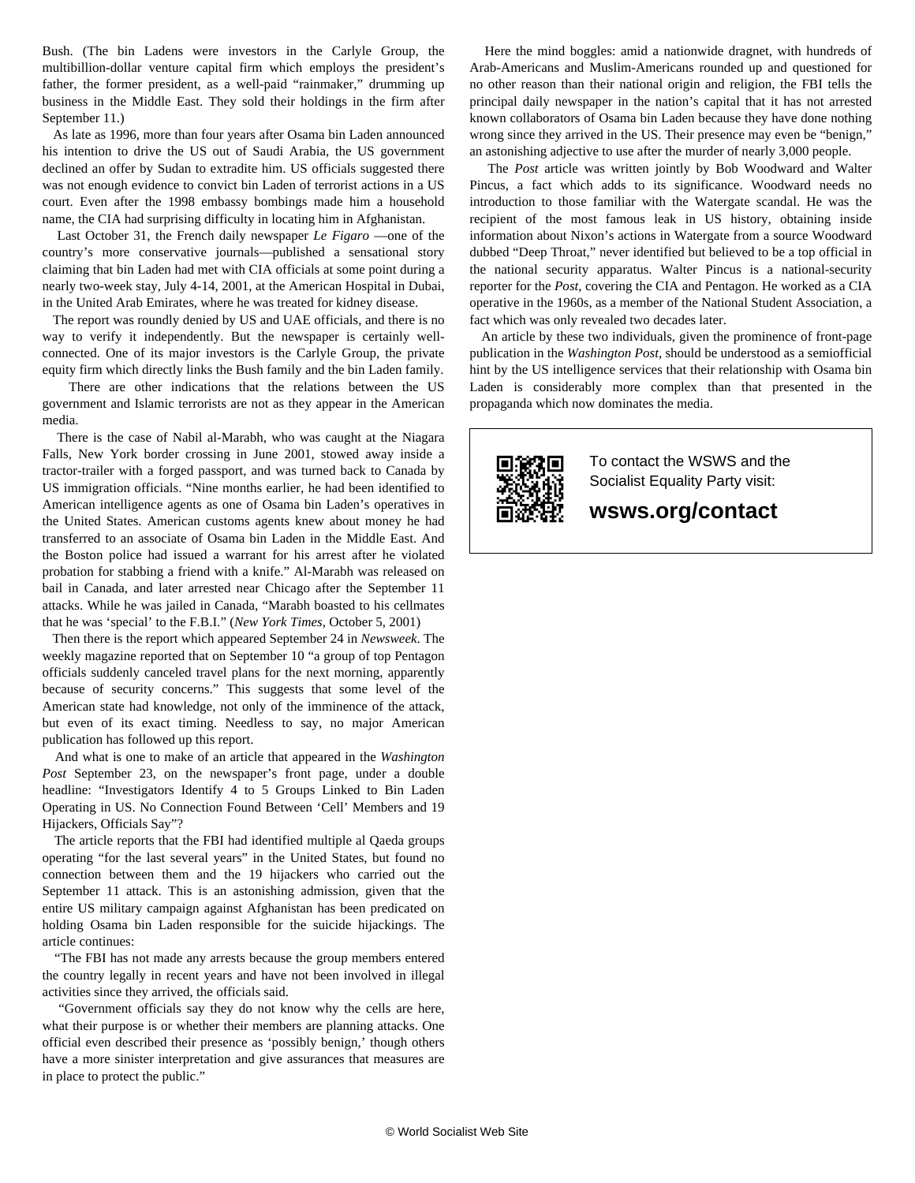Bush. (The bin Ladens were investors in the Carlyle Group, the multibillion-dollar venture capital firm which employs the president's father, the former president, as a well-paid "rainmaker," drumming up business in the Middle East. They sold their holdings in the firm after September 11.)

As late as 1996, more than four years after Osama bin Laden announced his intention to drive the US out of Saudi Arabia, the US government declined an offer by Sudan to extradite him. US officials suggested there was not enough evidence to convict bin Laden of terrorist actions in a US court. Even after the 1998 embassy bombings made him a household name, the CIA had surprising difficulty in locating him in Afghanistan.

Last October 31, the French daily newspaper *Le Figaro* —one of the country's more conservative journals—published a sensational story claiming that bin Laden had met with CIA officials at some point during a nearly two-week stay, July 4-14, 2001, at the American Hospital in Dubai, in the United Arab Emirates, where he was treated for kidney disease.

The report was roundly denied by US and UAE officials, and there is no way to verify it independently. But the newspaper is certainly well-connected. One of its major investors is the Carlyle Group, the private equity firm which directly links the Bush family and the bin Laden family.

There are other indications that the relations between the US government and Islamic terrorists are not as they appear in the American media.

There is the case of Nabil al-Marabh, who was caught at the Niagara Falls, New York border crossing in June 2001, stowed away inside a tractor-trailer with a forged passport, and was turned back to Canada by US immigration officials. "Nine months earlier, he had been identified to American intelligence agents as one of Osama bin Laden's operatives in the United States. American customs agents knew about money he had transferred to an associate of Osama bin Laden in the Middle East. And the Boston police had issued a warrant for his arrest after he violated probation for stabbing a friend with a knife." Al-Marabh was released on bail in Canada, and later arrested near Chicago after the September 11 attacks. While he was jailed in Canada, "Marabh boasted to his cellmates that he was 'special' to the F.B.I." (*New York Times*, October 5, 2001)

Then there is the report which appeared September 24 in *Newsweek*. The weekly magazine reported that on September 10 "a group of top Pentagon officials suddenly canceled travel plans for the next morning, apparently because of security concerns." This suggests that some level of the American state had knowledge, not only of the imminence of the attack, but even of its exact timing. Needless to say, no major American publication has followed up this report.

And what is one to make of an article that appeared in the *Washington Post* September 23, on the newspaper's front page, under a double headline: "Investigators Identify 4 to 5 Groups Linked to Bin Laden Operating in US. No Connection Found Between 'Cell' Members and 19 Hijackers, Officials Say"?

The article reports that the FBI had identified multiple al Qaeda groups operating "for the last several years" in the United States, but found no connection between them and the 19 hijackers who carried out the September 11 attack. This is an astonishing admission, given that the entire US military campaign against Afghanistan has been predicated on holding Osama bin Laden responsible for the suicide hijackings. The article continues:

"The FBI has not made any arrests because the group members entered the country legally in recent years and have not been involved in illegal activities since they arrived, the officials said.

"Government officials say they do not know why the cells are here, what their purpose is or whether their members are planning attacks. One official even described their presence as 'possibly benign,' though others have a more sinister interpretation and give assurances that measures are in place to protect the public."

Here the mind boggles: amid a nationwide dragnet, with hundreds of Arab-Americans and Muslim-Americans rounded up and questioned for no other reason than their national origin and religion, the FBI tells the principal daily newspaper in the nation's capital that it has not arrested known collaborators of Osama bin Laden because they have done nothing wrong since they arrived in the US. Their presence may even be "benign," an astonishing adjective to use after the murder of nearly 3,000 people.

The *Post* article was written jointly by Bob Woodward and Walter Pincus, a fact which adds to its significance. Woodward needs no introduction to those familiar with the Watergate scandal. He was the recipient of the most famous leak in US history, obtaining inside information about Nixon's actions in Watergate from a source Woodward dubbed "Deep Throat," never identified but believed to be a top official in the national security apparatus. Walter Pincus is a national-security reporter for the *Post*, covering the CIA and Pentagon. He worked as a CIA operative in the 1960s, as a member of the National Student Association, a fact which was only revealed two decades later.

An article by these two individuals, given the prominence of front-page publication in the *Washington Post*, should be understood as a semiofficial hint by the US intelligence services that their relationship with Osama bin Laden is considerably more complex than that presented in the propaganda which now dominates the media.

To contact the WSWS and the Socialist Equality Party visit:

**wsws.org/contact**